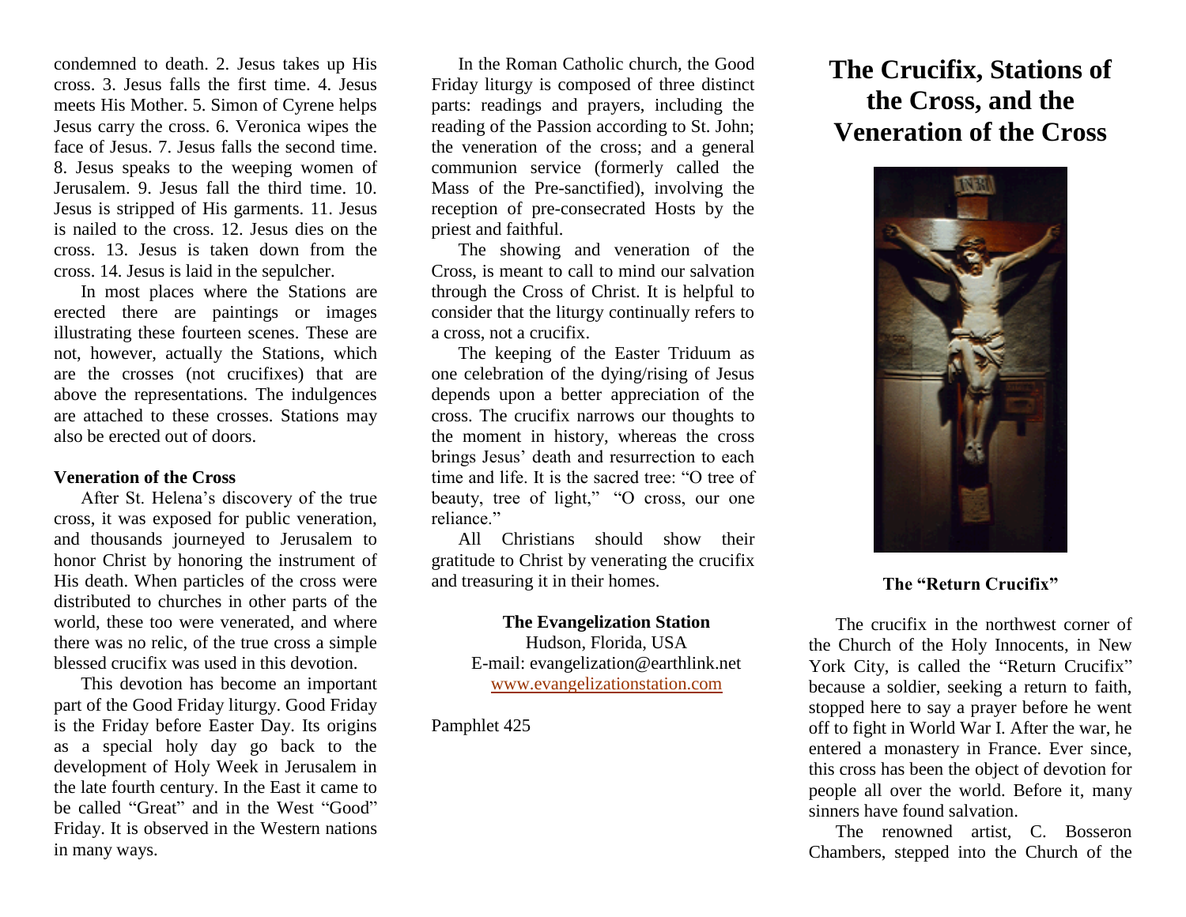condemned to death. 2. Jesus takes up His cross. 3. Jesus falls the first time. 4. Jesus meets His Mother. 5. Simon of Cyrene helps Jesus carry the cross. 6. Veronica wipes the face of Jesus. 7. Jesus falls the second time. 8. Jesus speaks to the weeping women of Jerusalem. 9. Jesus fall the third time. 10. Jesus is stripped of His garments. 11. Jesus is nailed to the cross. 12. Jesus dies on the cross. 13. Jesus is taken down from the cross. 14. Jesus is laid in the sepulcher.

In most places where the Stations are erected there are paintings or images illustrating these fourteen scenes. These are not, however, actually the Stations, which are the crosses (not crucifixes) that are above the representations. The indulgences are attached to these crosses. Stations may also be erected out of doors.

**Veneration of the Cross**

After St. Helena's discovery of the true cross, it was exposed for public veneration, and thousands journeyed to Jerusalem to honor Christ by honoring the instrument of His death. When particles of the cross were distributed to churches in other parts of the world, these too were venerated, and where there was no relic, of the true cross a simple blessed crucifix was used in this devotion.

This devotion has become an important part of the Good Friday liturgy. Good Friday is the Friday before Easter Day. Its origins as a special holy day go back to the development of Holy Week in Jerusalem in the late fourth century. In the East it came to be called "Great" and in the West "Good" Friday. It is observed in the Western nations in many ways.

In the Roman Catholic church, the Good Friday liturgy is composed of three distinct parts: readings and prayers, including the reading of the Passion according to St. John; the veneration of the cross; and a general communion service (formerly called the Mass of the Pre-sanctified), involving the reception of pre-consecrated Hosts by the priest and faithful.

The showing and veneration of the Cross, is meant to call to mind our salvation through the Cross of Christ. It is helpful to consider that the liturgy continually refers to a cross, not a crucifix.

The keeping of the Easter Triduum as one celebration of the dying/rising of Jesus depends upon a better appreciation of the cross. The crucifix narrows our thoughts to the moment in history, whereas the cross brings Jesus' death and resurrection to each time and life. It is the sacred tree: "O tree of beauty, tree of light," "O cross, our one reliance."

All Christians should show their gratitude to Christ by venerating the crucifix and treasuring it in their homes.

**The Evangelization Station**
Hudson, Florida, USA
E-mail: evangelization@earthlink.net
www.evangelizationstation.com

Pamphlet 425

# The Crucifix, Stations of the Cross, and the Veneration of the Cross

**The "Return Crucifix"**

The crucifix in the northwest corner of the Church of the Holy Innocents, in New York City, is called the "Return Crucifix" because a soldier, seeking a return to faith, stopped here to say a prayer before he went off to fight in World War I. After the war, he entered a monastery in France. Ever since, this cross has been the object of devotion for people all over the world. Before it, many sinners have found salvation.

The renowned artist, C. Bosseron Chambers, stepped into the Church of the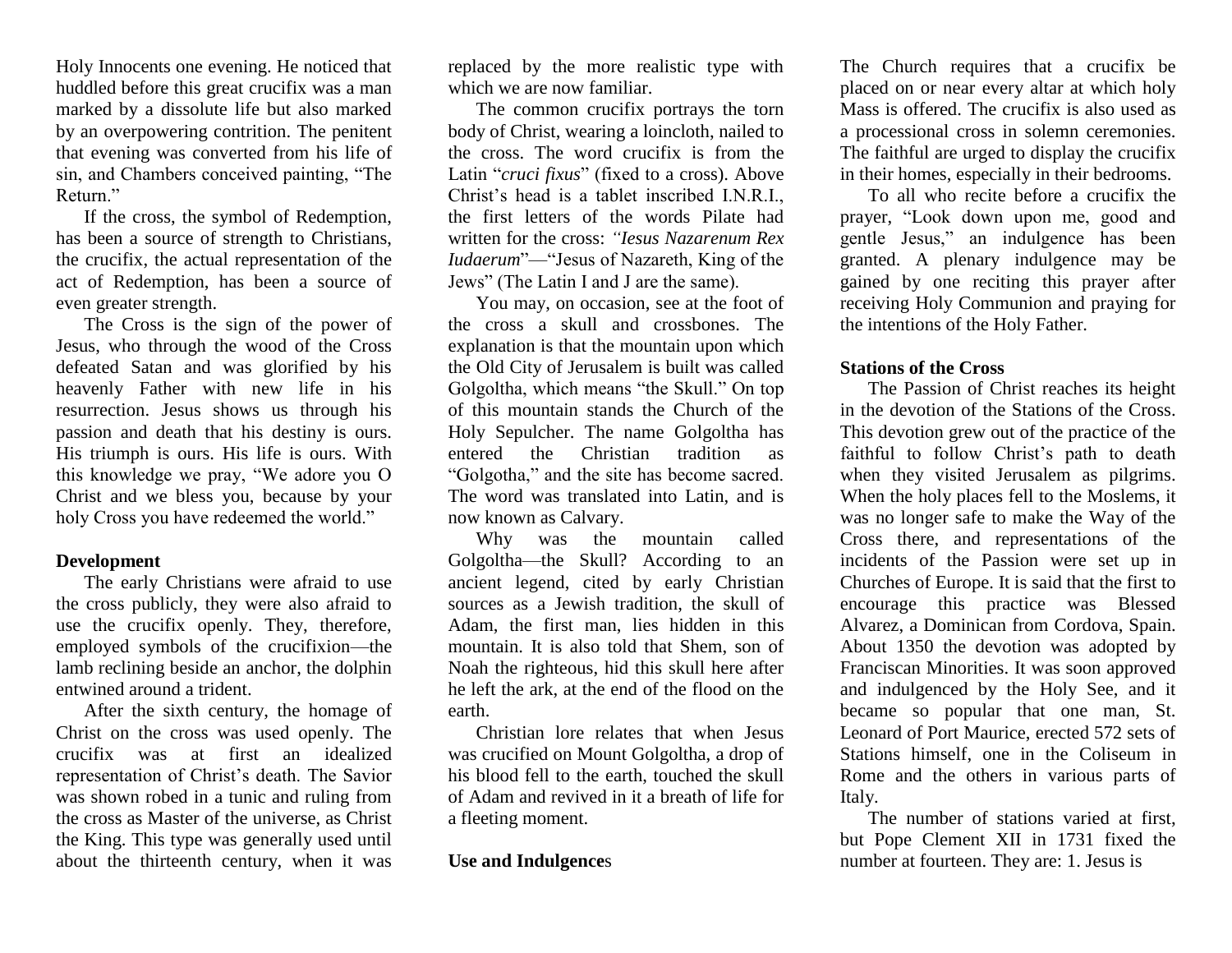Holy Innocents one evening. He noticed that huddled before this great crucifix was a man marked by a dissolute life but also marked by an overpowering contrition. The penitent that evening was converted from his life of sin, and Chambers conceived painting, "The Return."

If the cross, the symbol of Redemption, has been a source of strength to Christians, the crucifix, the actual representation of the act of Redemption, has been a source of even greater strength.

The Cross is the sign of the power of Jesus, who through the wood of the Cross defeated Satan and was glorified by his heavenly Father with new life in his resurrection. Jesus shows us through his passion and death that his destiny is ours. His triumph is ours. His life is ours. With this knowledge we pray, "We adore you O Christ and we bless you, because by your holy Cross you have redeemed the world."

**Development**

The early Christians were afraid to use the cross publicly, they were also afraid to use the crucifix openly. They, therefore, employed symbols of the crucifixion—the lamb reclining beside an anchor, the dolphin entwined around a trident.

After the sixth century, the homage of Christ on the cross was used openly. The crucifix was at first an idealized representation of Christ's death. The Savior was shown robed in a tunic and ruling from the cross as Master of the universe, as Christ the King. This type was generally used until about the thirteenth century, when it was replaced by the more realistic type with which we are now familiar.

The common crucifix portrays the torn body of Christ, wearing a loincloth, nailed to the cross. The word crucifix is from the Latin "*cruci fixus*" (fixed to a cross). Above Christ's head is a tablet inscribed I.N.R.I., the first letters of the words Pilate had written for the cross: *"Iesus Nazarenum Rex Iudaerum*"—"Jesus of Nazareth, King of the Jews" (The Latin I and J are the same).

You may, on occasion, see at the foot of the cross a skull and crossbones. The explanation is that the mountain upon which the Old City of Jerusalem is built was called Golgoltha, which means "the Skull." On top of this mountain stands the Church of the Holy Sepulcher. The name Golgoltha has entered the Christian tradition as "Golgotha," and the site has become sacred. The word was translated into Latin, and is now known as Calvary.

Why was the mountain called Golgoltha—the Skull? According to an ancient legend, cited by early Christian sources as a Jewish tradition, the skull of Adam, the first man, lies hidden in this mountain. It is also told that Shem, son of Noah the righteous, hid this skull here after he left the ark, at the end of the flood on the earth.

Christian lore relates that when Jesus was crucified on Mount Golgoltha, a drop of his blood fell to the earth, touched the skull of Adam and revived in it a breath of life for a fleeting moment.

**Use and Indulgences**

The Church requires that a crucifix be placed on or near every altar at which holy Mass is offered. The crucifix is also used as a processional cross in solemn ceremonies. The faithful are urged to display the crucifix in their homes, especially in their bedrooms.

To all who recite before a crucifix the prayer, "Look down upon me, good and gentle Jesus," an indulgence has been granted. A plenary indulgence may be gained by one reciting this prayer after receiving Holy Communion and praying for the intentions of the Holy Father.

**Stations of the Cross**

The Passion of Christ reaches its height in the devotion of the Stations of the Cross. This devotion grew out of the practice of the faithful to follow Christ's path to death when they visited Jerusalem as pilgrims. When the holy places fell to the Moslems, it was no longer safe to make the Way of the Cross there, and representations of the incidents of the Passion were set up in Churches of Europe. It is said that the first to encourage this practice was Blessed Alvarez, a Dominican from Cordova, Spain. About 1350 the devotion was adopted by Franciscan Minorities. It was soon approved and indulgenced by the Holy See, and it became so popular that one man, St. Leonard of Port Maurice, erected 572 sets of Stations himself, one in the Coliseum in Rome and the others in various parts of Italy.

The number of stations varied at first, but Pope Clement XII in 1731 fixed the number at fourteen. They are: 1. Jesus is